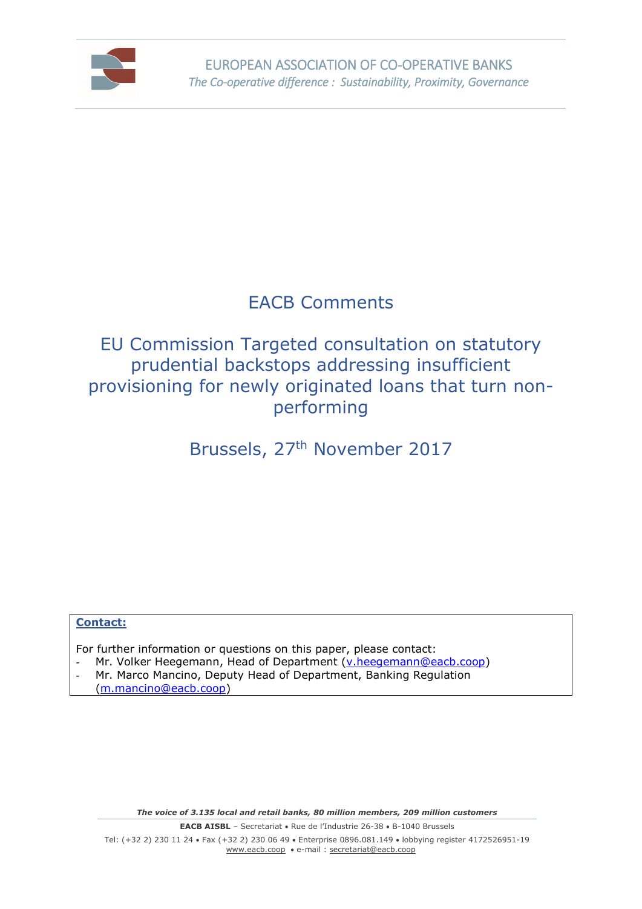EUROPEAN ASSOCIATION OF CO-OPERATIVE BANKS
*The Co-operative difference : Sustainability, Proximity, Governance*

# EACB Comments

# EU Commission Targeted consultation on statutory prudential backstops addressing insufficient provisioning for newly originated loans that turn non-performing

Brussels, 27th November 2017

**Contact:**

For further information or questions on this paper, please contact:

- Mr. Volker Heegemann, Head of Department (v.heegemann@eacb.coop)
- Mr. Marco Mancino, Deputy Head of Department, Banking Regulation (m.mancino@eacb.coop)

***The voice of 3.135 local and retail banks, 80 million members, 209 million customers***

**EACB AISBL** – Secretariat • Rue de l'Industrie 26-38 • B-1040 Brussels

Tel: (+32 2) 230 11 24 • Fax (+32 2) 230 06 49 • Enterprise 0896.081.149 • lobbying register 4172526951-19

www.eacb.coop • e-mail : secretariat@eacb.coop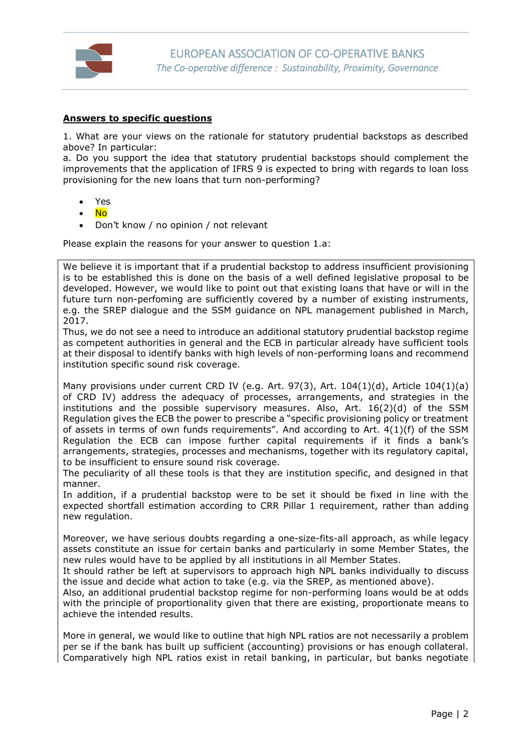**Answers to specific questions**

1. What are your views on the rationale for statutory prudential backstops as described above? In particular:

a. Do you support the idea that statutory prudential backstops should complement the improvements that the application of IFRS 9 is expected to bring with regards to loan loss provisioning for the new loans that turn non-performing?

- Yes
- No
- Don't know / no opinion / not relevant

Please explain the reasons for your answer to question 1.a:

We believe it is important that if a prudential backstop to address insufficient provisioning is to be established this is done on the basis of a well defined legislative proposal to be developed. However, we would like to point out that existing loans that have or will in the future turn non-perfoming are sufficiently covered by a number of existing instruments, e.g. the SREP dialogue and the SSM guidance on NPL management published in March, 2017.

Thus, we do not see a need to introduce an additional statutory prudential backstop regime as competent authorities in general and the ECB in particular already have sufficient tools at their disposal to identify banks with high levels of non-performing loans and recommend institution specific sound risk coverage.

Many provisions under current CRD IV (e.g. Art. 97(3), Art. 104(1)(d), Article 104(1)(a) of CRD IV) address the adequacy of processes, arrangements, and strategies in the institutions and the possible supervisory measures. Also, Art. 16(2)(d) of the SSM Regulation gives the ECB the power to prescribe a "specific provisioning policy or treatment of assets in terms of own funds requirements". And according to Art. 4(1)(f) of the SSM Regulation the ECB can impose further capital requirements if it finds a bank's arrangements, strategies, processes and mechanisms, together with its regulatory capital, to be insufficient to ensure sound risk coverage.

The peculiarity of all these tools is that they are institution specific, and designed in that manner.

In addition, if a prudential backstop were to be set it should be fixed in line with the expected shortfall estimation according to CRR Pillar 1 requirement, rather than adding new regulation.

Moreover, we have serious doubts regarding a one-size-fits-all approach, as while legacy assets constitute an issue for certain banks and particularly in some Member States, the new rules would have to be applied by all institutions in all Member States.

It should rather be left at supervisors to approach high NPL banks individually to discuss the issue and decide what action to take (e.g. via the SREP, as mentioned above).

Also, an additional prudential backstop regime for non-performing loans would be at odds with the principle of proportionality given that there are existing, proportionate means to achieve the intended results.

More in general, we would like to outline that high NPL ratios are not necessarily a problem per se if the bank has built up sufficient (accounting) provisions or has enough collateral. Comparatively high NPL ratios exist in retail banking, in particular, but banks negotiate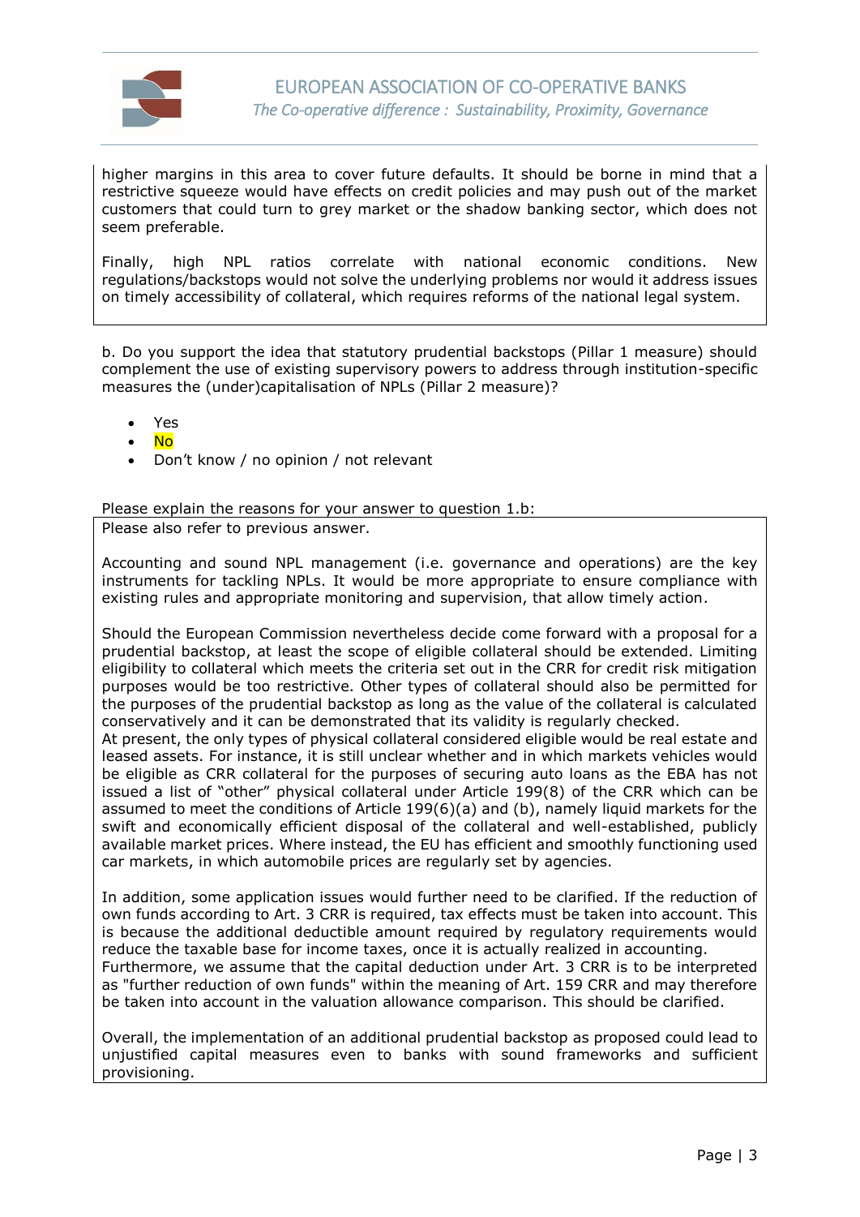higher margins in this area to cover future defaults. It should be borne in mind that a restrictive squeeze would have effects on credit policies and may push out of the market customers that could turn to grey market or the shadow banking sector, which does not seem preferable.

Finally, high NPL ratios correlate with national economic conditions. New regulations/backstops would not solve the underlying problems nor would it address issues on timely accessibility of collateral, which requires reforms of the national legal system.

b. Do you support the idea that statutory prudential backstops (Pillar 1 measure) should complement the use of existing supervisory powers to address through institution-specific measures the (under)capitalisation of NPLs (Pillar 2 measure)?

- Yes
- No
- Don't know / no opinion / not relevant

Please explain the reasons for your answer to question 1.b:

Please also refer to previous answer.

Accounting and sound NPL management (i.e. governance and operations) are the key instruments for tackling NPLs. It would be more appropriate to ensure compliance with existing rules and appropriate monitoring and supervision, that allow timely action.

Should the European Commission nevertheless decide come forward with a proposal for a prudential backstop, at least the scope of eligible collateral should be extended. Limiting eligibility to collateral which meets the criteria set out in the CRR for credit risk mitigation purposes would be too restrictive. Other types of collateral should also be permitted for the purposes of the prudential backstop as long as the value of the collateral is calculated conservatively and it can be demonstrated that its validity is regularly checked.
At present, the only types of physical collateral considered eligible would be real estate and leased assets. For instance, it is still unclear whether and in which markets vehicles would be eligible as CRR collateral for the purposes of securing auto loans as the EBA has not issued a list of "other" physical collateral under Article 199(8) of the CRR which can be assumed to meet the conditions of Article 199(6)(a) and (b), namely liquid markets for the swift and economically efficient disposal of the collateral and well-established, publicly available market prices. Where instead, the EU has efficient and smoothly functioning used car markets, in which automobile prices are regularly set by agencies.

In addition, some application issues would further need to be clarified. If the reduction of own funds according to Art. 3 CRR is required, tax effects must be taken into account. This is because the additional deductible amount required by regulatory requirements would reduce the taxable base for income taxes, once it is actually realized in accounting.
Furthermore, we assume that the capital deduction under Art. 3 CRR is to be interpreted as "further reduction of own funds" within the meaning of Art. 159 CRR and may therefore be taken into account in the valuation allowance comparison. This should be clarified.

Overall, the implementation of an additional prudential backstop as proposed could lead to unjustified capital measures even to banks with sound frameworks and sufficient provisioning.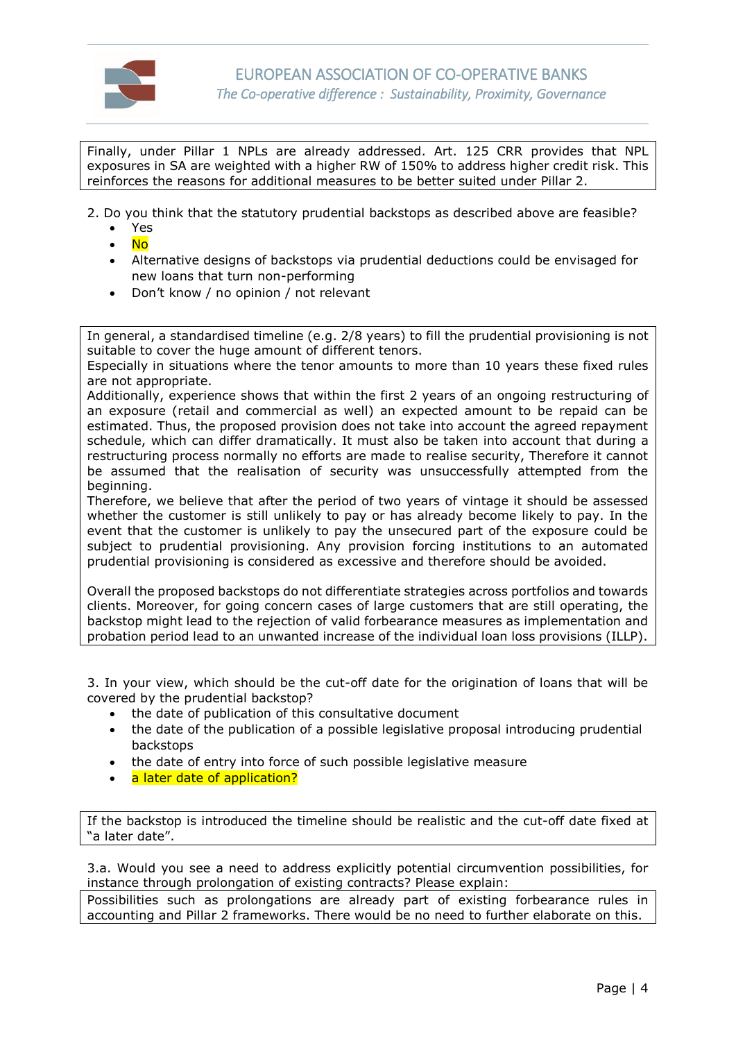Finally, under Pillar 1 NPLs are already addressed. Art. 125 CRR provides that NPL exposures in SA are weighted with a higher RW of 150% to address higher credit risk. This reinforces the reasons for additional measures to be better suited under Pillar 2.

2. Do you think that the statutory prudential backstops as described above are feasible?

- Yes
- No
- Alternative designs of backstops via prudential deductions could be envisaged for new loans that turn non-performing
- Don't know / no opinion / not relevant

In general, a standardised timeline (e.g. 2/8 years) to fill the prudential provisioning is not suitable to cover the huge amount of different tenors.
Especially in situations where the tenor amounts to more than 10 years these fixed rules are not appropriate.
Additionally, experience shows that within the first 2 years of an ongoing restructuring of an exposure (retail and commercial as well) an expected amount to be repaid can be estimated. Thus, the proposed provision does not take into account the agreed repayment schedule, which can differ dramatically. It must also be taken into account that during a restructuring process normally no efforts are made to realise security, Therefore it cannot be assumed that the realisation of security was unsuccessfully attempted from the beginning.
Therefore, we believe that after the period of two years of vintage it should be assessed whether the customer is still unlikely to pay or has already become likely to pay. In the event that the customer is unlikely to pay the unsecured part of the exposure could be subject to prudential provisioning. Any provision forcing institutions to an automated prudential provisioning is considered as excessive and therefore should be avoided.

Overall the proposed backstops do not differentiate strategies across portfolios and towards clients. Moreover, for going concern cases of large customers that are still operating, the backstop might lead to the rejection of valid forbearance measures as implementation and probation period lead to an unwanted increase of the individual loan loss provisions (ILLP).

3. In your view, which should be the cut-off date for the origination of loans that will be covered by the prudential backstop?

- the date of publication of this consultative document
- the date of the publication of a possible legislative proposal introducing prudential backstops
- the date of entry into force of such possible legislative measure
- a later date of application?

If the backstop is introduced the timeline should be realistic and the cut-off date fixed at "a later date".

3.a. Would you see a need to address explicitly potential circumvention possibilities, for instance through prolongation of existing contracts? Please explain:

Possibilities such as prolongations are already part of existing forbearance rules in accounting and Pillar 2 frameworks. There would be no need to further elaborate on this.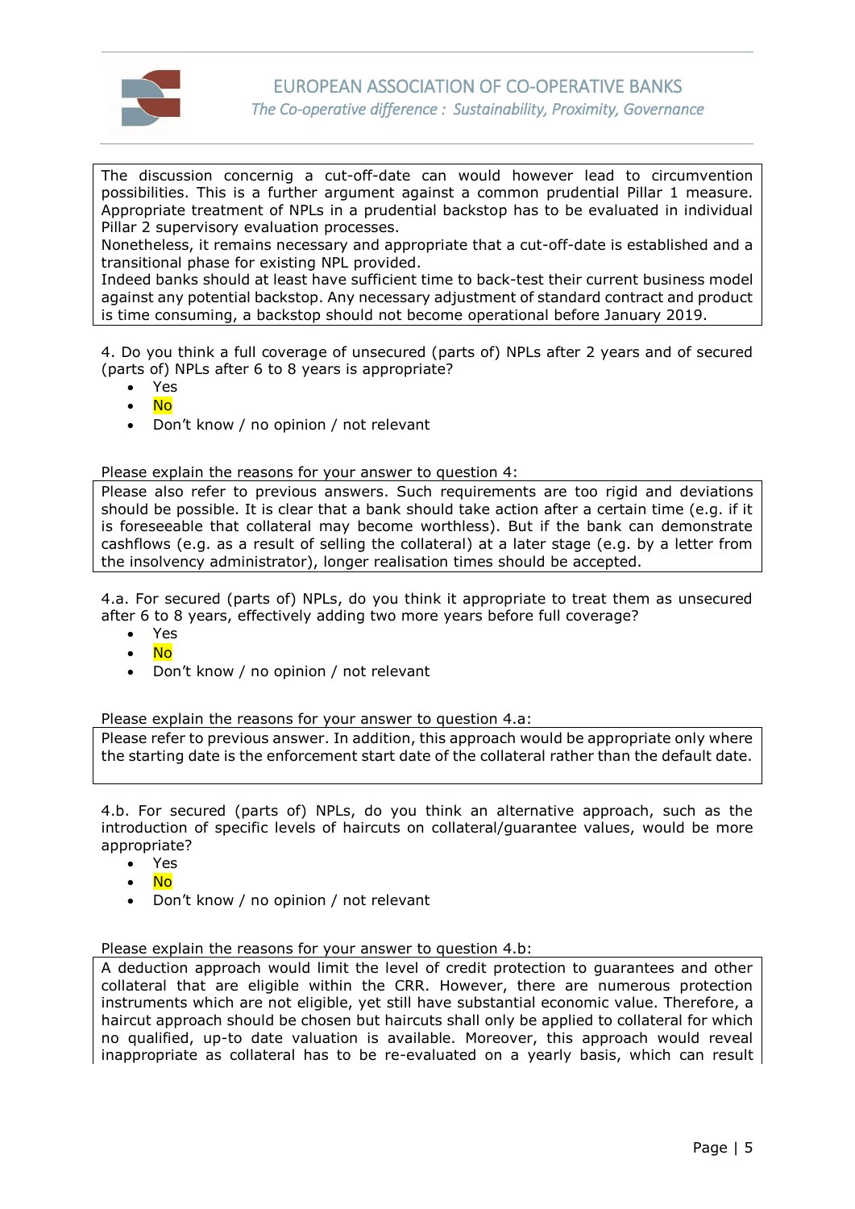The discussion concernig a cut-off-date can would however lead to circumvention possibilities. This is a further argument against a common prudential Pillar 1 measure. Appropriate treatment of NPLs in a prudential backstop has to be evaluated in individual Pillar 2 supervisory evaluation processes.
Nonetheless, it remains necessary and appropriate that a cut-off-date is established and a transitional phase for existing NPL provided.
Indeed banks should at least have sufficient time to back-test their current business model against any potential backstop. Any necessary adjustment of standard contract and product is time consuming, a backstop should not become operational before January 2019.

4. Do you think a full coverage of unsecured (parts of) NPLs after 2 years and of secured (parts of) NPLs after 6 to 8 years is appropriate?

- Yes
- No
- Don't know / no opinion / not relevant

Please explain the reasons for your answer to question 4:

Please also refer to previous answers. Such requirements are too rigid and deviations should be possible. It is clear that a bank should take action after a certain time (e.g. if it is foreseeable that collateral may become worthless). But if the bank can demonstrate cashflows (e.g. as a result of selling the collateral) at a later stage (e.g. by a letter from the insolvency administrator), longer realisation times should be accepted.

4.a. For secured (parts of) NPLs, do you think it appropriate to treat them as unsecured after 6 to 8 years, effectively adding two more years before full coverage?

- Yes
- No
- Don't know / no opinion / not relevant

Please explain the reasons for your answer to question 4.a:

Please refer to previous answer. In addition, this approach would be appropriate only where the starting date is the enforcement start date of the collateral rather than the default date.

4.b. For secured (parts of) NPLs, do you think an alternative approach, such as the introduction of specific levels of haircuts on collateral/guarantee values, would be more appropriate?

- Yes
- No
- Don't know / no opinion / not relevant

Please explain the reasons for your answer to question 4.b:

A deduction approach would limit the level of credit protection to guarantees and other collateral that are eligible within the CRR. However, there are numerous protection instruments which are not eligible, yet still have substantial economic value. Therefore, a haircut approach should be chosen but haircuts shall only be applied to collateral for which no qualified, up-to date valuation is available. Moreover, this approach would reveal inappropriate as collateral has to be re-evaluated on a yearly basis, which can result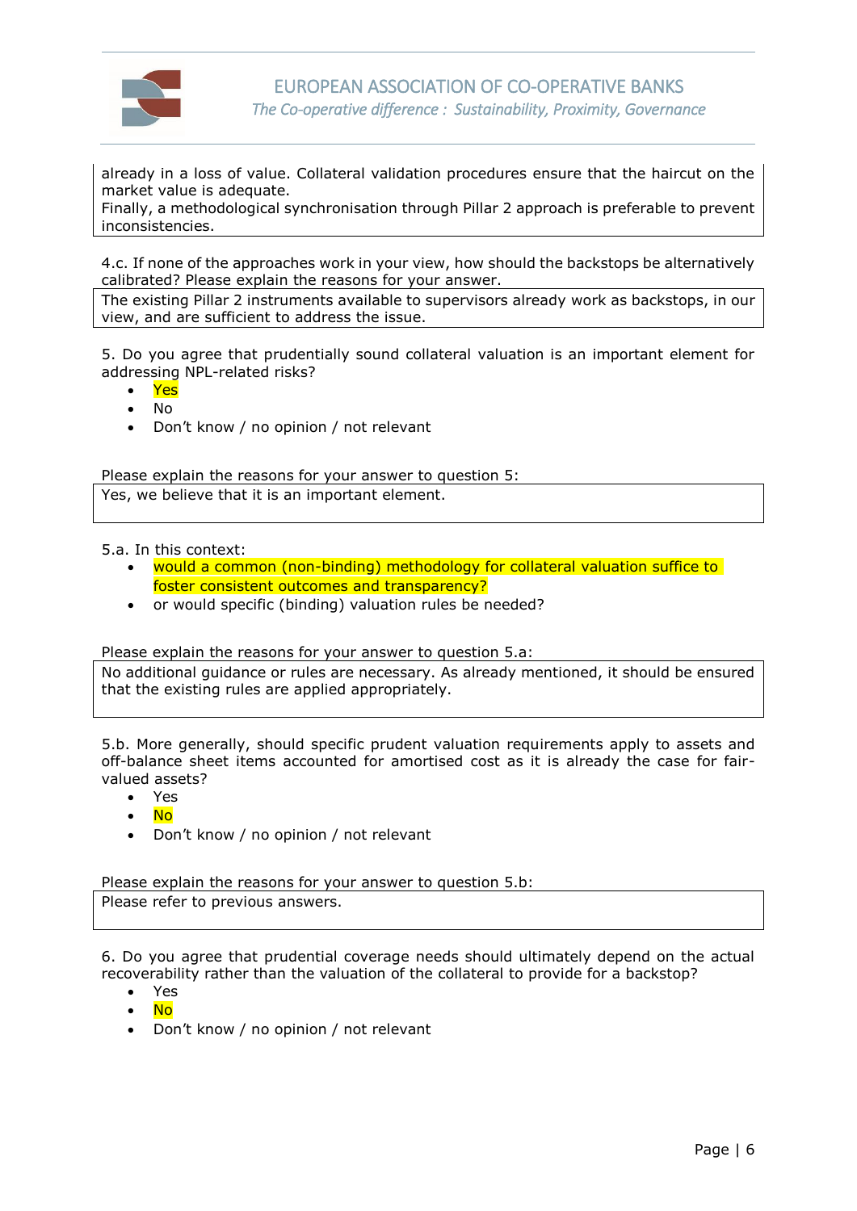already in a loss of value. Collateral validation procedures ensure that the haircut on the market value is adequate.
Finally, a methodological synchronisation through Pillar 2 approach is preferable to prevent inconsistencies.

4.c. If none of the approaches work in your view, how should the backstops be alternatively calibrated? Please explain the reasons for your answer.

The existing Pillar 2 instruments available to supervisors already work as backstops, in our view, and are sufficient to address the issue.

5. Do you agree that prudentially sound collateral valuation is an important element for addressing NPL-related risks?

- Yes
- No
- Don't know / no opinion / not relevant

Please explain the reasons for your answer to question 5:

Yes, we believe that it is an important element.

5.a. In this context:

- would a common (non-binding) methodology for collateral valuation suffice to foster consistent outcomes and transparency?
- or would specific (binding) valuation rules be needed?

Please explain the reasons for your answer to question 5.a:

No additional guidance or rules are necessary. As already mentioned, it should be ensured that the existing rules are applied appropriately.

5.b. More generally, should specific prudent valuation requirements apply to assets and off-balance sheet items accounted for amortised cost as it is already the case for fair-valued assets?

- Yes
- No
- Don't know / no opinion / not relevant

Please explain the reasons for your answer to question 5.b:

Please refer to previous answers.

6. Do you agree that prudential coverage needs should ultimately depend on the actual recoverability rather than the valuation of the collateral to provide for a backstop?

- Yes
- No
- Don't know / no opinion / not relevant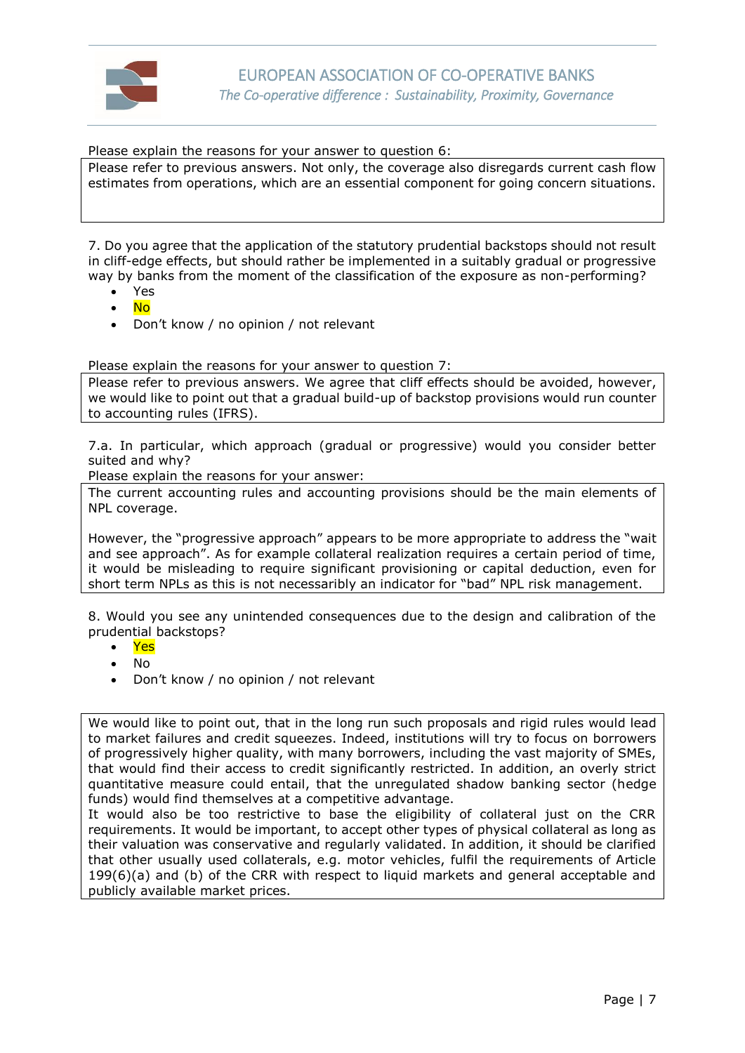Please explain the reasons for your answer to question 6:

Please refer to previous answers. Not only, the coverage also disregards current cash flow estimates from operations, which are an essential component for going concern situations.

7. Do you agree that the application of the statutory prudential backstops should not result in cliff-edge effects, but should rather be implemented in a suitably gradual or progressive way by banks from the moment of the classification of the exposure as non-performing?

- Yes
- No
- Don't know / no opinion / not relevant

Please explain the reasons for your answer to question 7:

Please refer to previous answers. We agree that cliff effects should be avoided, however, we would like to point out that a gradual build-up of backstop provisions would run counter to accounting rules (IFRS).

7.a. In particular, which approach (gradual or progressive) would you consider better suited and why?

Please explain the reasons for your answer:

The current accounting rules and accounting provisions should be the main elements of NPL coverage.

However, the "progressive approach" appears to be more appropriate to address the "wait and see approach". As for example collateral realization requires a certain period of time, it would be misleading to require significant provisioning or capital deduction, even for short term NPLs as this is not necessarily an indicator for "bad" NPL risk management.

8. Would you see any unintended consequences due to the design and calibration of the prudential backstops?

- Yes
- No
- Don't know / no opinion / not relevant

We would like to point out, that in the long run such proposals and rigid rules would lead to market failures and credit squeezes. Indeed, institutions will try to focus on borrowers of progressively higher quality, with many borrowers, including the vast majority of SMEs, that would find their access to credit significantly restricted. In addition, an overly strict quantitative measure could entail, that the unregulated shadow banking sector (hedge funds) would find themselves at a competitive advantage.

It would also be too restrictive to base the eligibility of collateral just on the CRR requirements. It would be important, to accept other types of physical collateral as long as their valuation was conservative and regularly validated. In addition, it should be clarified that other usually used collaterals, e.g. motor vehicles, fulfil the requirements of Article 199(6)(a) and (b) of the CRR with respect to liquid markets and general acceptable and publicly available market prices.